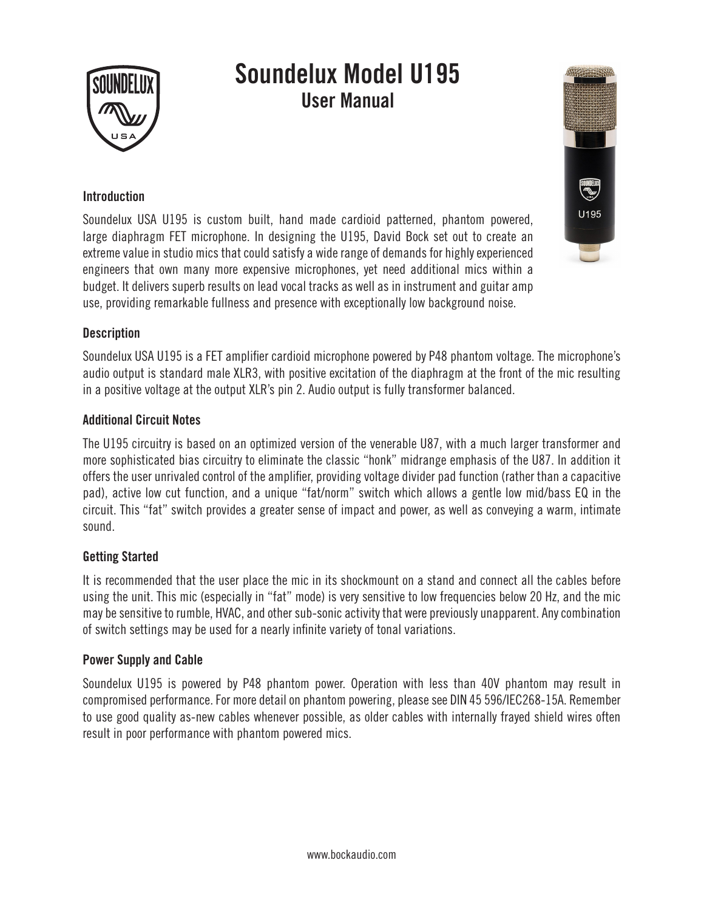# Soundelux Model U195

## User Manual

### Introduction

Soundelux USA U195 is custom built, hand made cardioid patterned, phantom powered, large diaphragm FET microphone. In designing the U195, David Bock set out to create an extreme value in studio mics that could satisfy a wide range of demands for highly experienced engineers that own many more expensive microphones, yet need additional mics within a budget. It delivers superb results on lead vocal tracks as well as in instrument and guitar amp use, providing remarkable fullness and presence with exceptionally low background noise.

### Description

Soundelux USA U195 is a FET amplifier cardioid microphone powered by P48 phantom voltage. The microphone's audio output is standard male XLR3, with positive excitation of the diaphragm at the front of the mic resulting in a positive voltage at the output XLR's pin 2. Audio output is fully transformer balanced.

### Additional Circuit Notes

The U195 circuitry is based on an optimized version of the venerable U87, with a much larger transformer and more sophisticated bias circuitry to eliminate the classic "honk" midrange emphasis of the U87. In addition it offers the user unrivaled control of the amplifier, providing voltage divider pad function (rather than a capacitive pad), active low cut function, and a unique "fat/norm" switch which allows a gentle low mid/bass EQ in the circuit. This "fat" switch provides a greater sense of impact and power, as well as conveying a warm, intimate sound.

### Getting Started

It is recommended that the user place the mic in its shockmount on a stand and connect all the cables before using the unit. This mic (especially in "fat" mode) is very sensitive to low frequencies below 20 Hz, and the mic may be sensitive to rumble, HVAC, and other sub-sonic activity that were previously unapparent. Any combination of switch settings may be used for a nearly infinite variety of tonal variations.

### Power Supply and Cable

Soundelux U195 is powered by P48 phantom power. Operation with less than 40V phantom may result in compromised performance. For more detail on phantom powering, please see DIN 45 596/IEC268-15A. Remember to use good quality as-new cables whenever possible, as older cables with internally frayed shield wires often result in poor performance with phantom powered mics.

www.bockaudio.com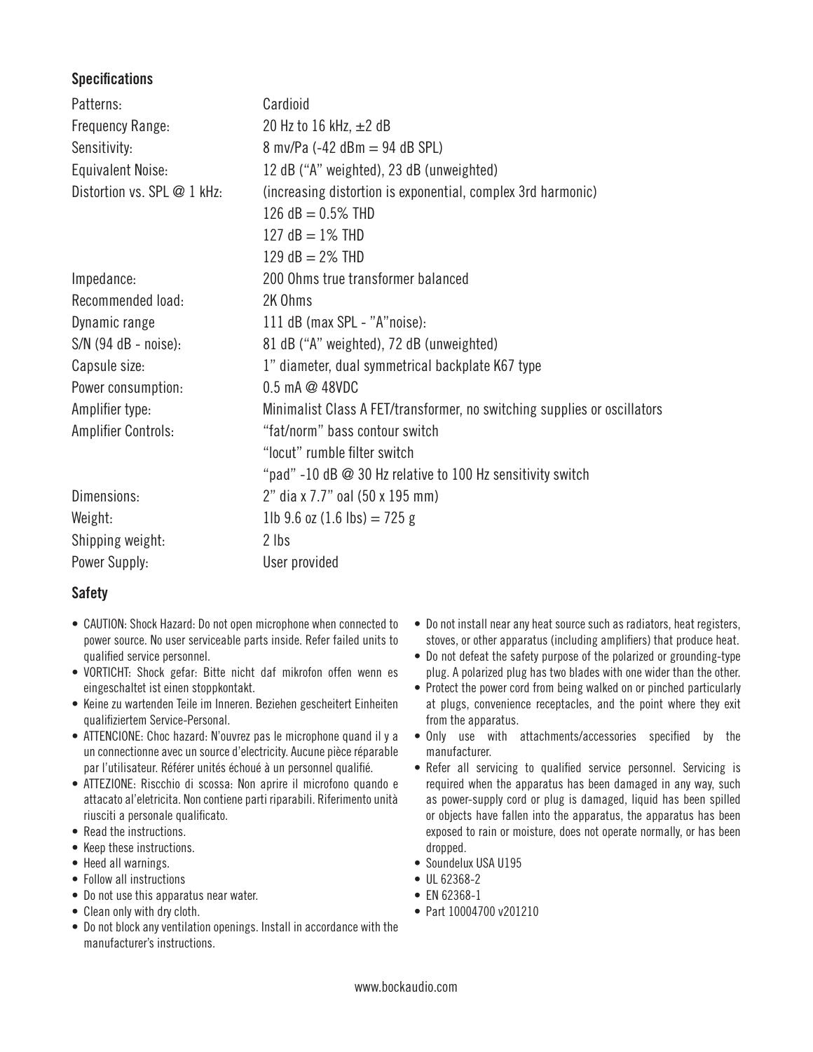## Specifications

| | |
|---|---|
| Patterns: | Cardioid |
| Frequency Range: | 20 Hz to 16 kHz, ±2 dB |
| Sensitivity: | 8 mv/Pa (-42 dBm = 94 dB SPL) |
| Equivalent Noise: | 12 dB ("A" weighted), 23 dB (unweighted) |
| Distortion vs. SPL @ 1 kHz: | (increasing distortion is exponential, complex 3rd harmonic) |
| | 126 dB = 0.5% THD |
| | 127 dB = 1% THD |
| | 129 dB = 2% THD |
| Impedance: | 200 Ohms true transformer balanced |
| Recommended load: | 2K Ohms |
| Dynamic range | 111 dB (max SPL - "A"noise): |
| S/N (94 dB - noise): | 81 dB ("A" weighted), 72 dB (unweighted) |
| Capsule size: | 1" diameter, dual symmetrical backplate K67 type |
| Power consumption: | 0.5 mA @ 48VDC |
| Amplifier type: | Minimalist Class A FET/transformer, no switching supplies or oscillators |
| Amplifier Controls: | "fat/norm" bass contour switch |
| | "locut" rumble filter switch |
| | "pad" -10 dB @ 30 Hz relative to 100 Hz sensitivity switch |
| Dimensions: | 2" dia x 7.7" oal (50 x 195 mm) |
| Weight: | 1lb 9.6 oz (1.6 lbs) = 725 g |
| Shipping weight: | 2 lbs |
| Power Supply: | User provided |

## Safety

- CAUTION: Shock Hazard: Do not open microphone when connected to power source. No user serviceable parts inside. Refer failed units to qualified service personnel.
- VORTICHT: Shock gefar: Bitte nicht daf mikrofon offen wenn es eingeschaltet ist einen stoppkontakt.
- Keine zu wartenden Teile im Inneren. Beziehen gescheitert Einheiten qualifiziertem Service-Personal.
- ATTENCIONE: Choc hazard: N'ouvrez pas le microphone quand il y a un connectionne avec un source d'electricity. Aucune pièce réparable par l'utilisateur. Référer unités échoué à un personnel qualifié.
- ATTEZIONE: Riscchio di scossa: Non aprire il microfono quando e attacato al'eletricita. Non contiene parti riparabili. Riferimento unità riusciti a personale qualificato.
- Read the instructions.
- Keep these instructions.
- Heed all warnings.
- Follow all instructions
- Do not use this apparatus near water.
- Clean only with dry cloth.
- Do not block any ventilation openings. Install in accordance with the manufacturer's instructions.
- Do not install near any heat source such as radiators, heat registers, stoves, or other apparatus (including amplifiers) that produce heat.
- Do not defeat the safety purpose of the polarized or grounding-type plug. A polarized plug has two blades with one wider than the other.
- Protect the power cord from being walked on or pinched particularly at plugs, convenience receptacles, and the point where they exit from the apparatus.
- Only use with attachments/accessories specified by the manufacturer.
- Refer all servicing to qualified service personnel. Servicing is required when the apparatus has been damaged in any way, such as power-supply cord or plug is damaged, liquid has been spilled or objects have fallen into the apparatus, the apparatus has been exposed to rain or moisture, does not operate normally, or has been dropped.
- Soundelux USA U195
- UL 62368-2
- EN 62368-1
- Part 10004700 v201210

www.bockaudio.com